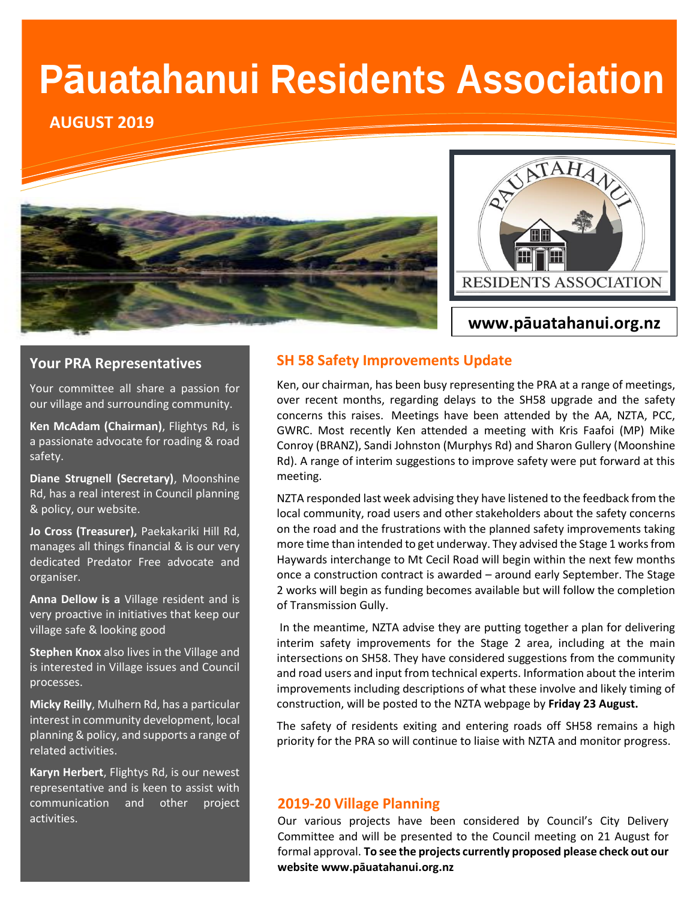# Pāuatahanui Residents Association

**AUGUST 2019**

**www.pāuatahanui.org.nz**

## Your PRA Representatives

Your committee all share a passion for our village and surrounding community.

**Ken McAdam (Chairman)**, Flightys Rd, is a passionate advocate for roading & road safety.

**Diane Strugnell (Secretary)**, Moonshine Rd, has a real interest in Council planning & policy, our website.

**Jo Cross (Treasurer),** Paekakariki Hill Rd, manages all things financial & is our very dedicated Predator Free advocate and organiser.

**Anna Dellow is a** Village resident and is very proactive in initiatives that keep our village safe & looking good

**Stephen Knox** also lives in the Village and is interested in Village issues and Council processes.

**Micky Reilly**, Mulhern Rd, has a particular interest in community development, local planning & policy, and supports a range of related activities.

**Karyn Herbert**, Flightys Rd, is our newest representative and is keen to assist with communication and other project activities.

## SH 58 Safety Improvements Update

Ken, our chairman, has been busy representing the PRA at a range of meetings, over recent months, regarding delays to the SH58 upgrade and the safety concerns this raises. Meetings have been attended by the AA, NZTA, PCC, GWRC. Most recently Ken attended a meeting with Kris Faafoi (MP) Mike Conroy (BRANZ), Sandi Johnston (Murphys Rd) and Sharon Gullery (Moonshine Rd). A range of interim suggestions to improve safety were put forward at this meeting.

NZTA responded last week advising they have listened to the feedback from the local community, road users and other stakeholders about the safety concerns on the road and the frustrations with the planned safety improvements taking more time than intended to get underway. They advised the Stage 1 works from Haywards interchange to Mt Cecil Road will begin within the next few months once a construction contract is awarded – around early September. The Stage 2 works will begin as funding becomes available but will follow the completion of Transmission Gully.

In the meantime, NZTA advise they are putting together a plan for delivering interim safety improvements for the Stage 2 area, including at the main intersections on SH58. They have considered suggestions from the community and road users and input from technical experts. Information about the interim improvements including descriptions of what these involve and likely timing of construction, will be posted to the NZTA webpage by **Friday 23 August.**

The safety of residents exiting and entering roads off SH58 remains a high priority for the PRA so will continue to liaise with NZTA and monitor progress.

## 2019-20 Village Planning

Our various projects have been considered by Council's City Delivery Committee and will be presented to the Council meeting on 21 August for formal approval. **To see the projects currently proposed please check out our website www.pāuatahanui.org.nz**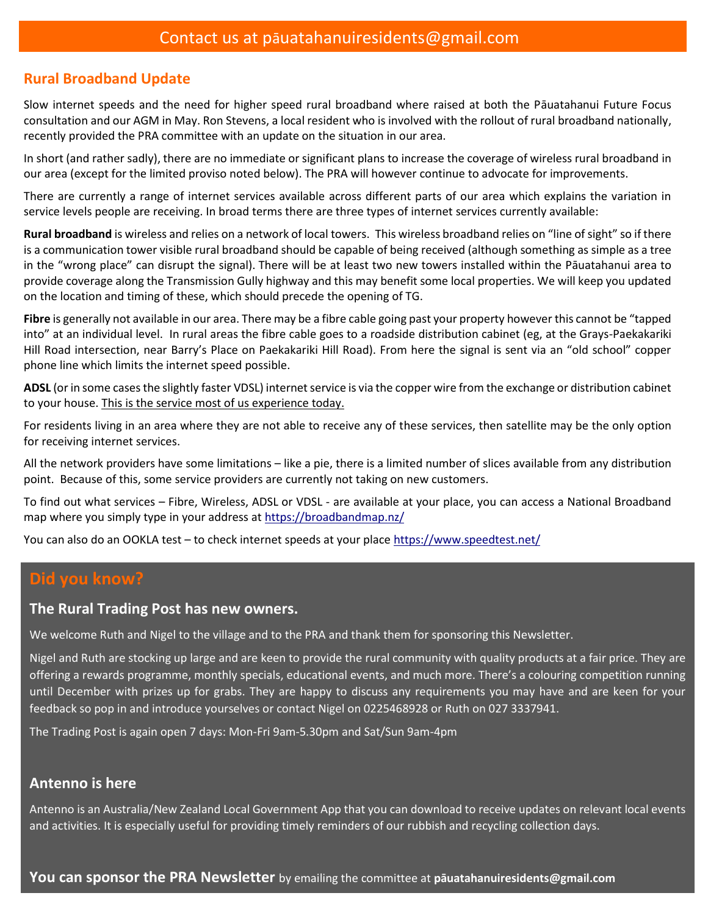Contact us at pāuatahanuiresidents@gmail.com

## Rural Broadband Update

Slow internet speeds and the need for higher speed rural broadband where raised at both the Pāuatahanui Future Focus consultation and our AGM in May. Ron Stevens, a local resident who is involved with the rollout of rural broadband nationally, recently provided the PRA committee with an update on the situation in our area.

In short (and rather sadly), there are no immediate or significant plans to increase the coverage of wireless rural broadband in our area (except for the limited proviso noted below). The PRA will however continue to advocate for improvements.

There are currently a range of internet services available across different parts of our area which explains the variation in service levels people are receiving. In broad terms there are three types of internet services currently available:

**Rural broadband** is wireless and relies on a network of local towers. This wireless broadband relies on "line of sight" so if there is a communication tower visible rural broadband should be capable of being received (although something as simple as a tree in the "wrong place" can disrupt the signal). There will be at least two new towers installed within the Pāuatahanui area to provide coverage along the Transmission Gully highway and this may benefit some local properties. We will keep you updated on the location and timing of these, which should precede the opening of TG.

**Fibre** is generally not available in our area. There may be a fibre cable going past your property however this cannot be "tapped into" at an individual level. In rural areas the fibre cable goes to a roadside distribution cabinet (eg, at the Grays-Paekakariki Hill Road intersection, near Barry's Place on Paekakariki Hill Road). From here the signal is sent via an "old school" copper phone line which limits the internet speed possible.

**ADSL** (or in some cases the slightly faster VDSL) internet service is via the copper wire from the exchange or distribution cabinet to your house. This is the service most of us experience today.

For residents living in an area where they are not able to receive any of these services, then satellite may be the only option for receiving internet services.

All the network providers have some limitations – like a pie, there is a limited number of slices available from any distribution point. Because of this, some service providers are currently not taking on new customers.

To find out what services – Fibre, Wireless, ADSL or VDSL - are available at your place, you can access a National Broadband map where you simply type in your address at https://broadbandmap.nz/

You can also do an OOKLA test – to check internet speeds at your place https://www.speedtest.net/

## Did you know?

### The Rural Trading Post has new owners.

We welcome Ruth and Nigel to the village and to the PRA and thank them for sponsoring this Newsletter.

Nigel and Ruth are stocking up large and are keen to provide the rural community with quality products at a fair price. They are offering a rewards programme, monthly specials, educational events, and much more. There's a colouring competition running until December with prizes up for grabs. They are happy to discuss any requirements you may have and are keen for your feedback so pop in and introduce yourselves or contact Nigel on 0225468928 or Ruth on 027 3337941.

The Trading Post is again open 7 days: Mon-Fri 9am-5.30pm and Sat/Sun 9am-4pm

### Antenno is here

Antenno is an Australia/New Zealand Local Government App that you can download to receive updates on relevant local events and activities. It is especially useful for providing timely reminders of our rubbish and recycling collection days.

**You can sponsor the PRA Newsletter** by emailing the committee at **pāuatahanuiresidents@gmail.com**